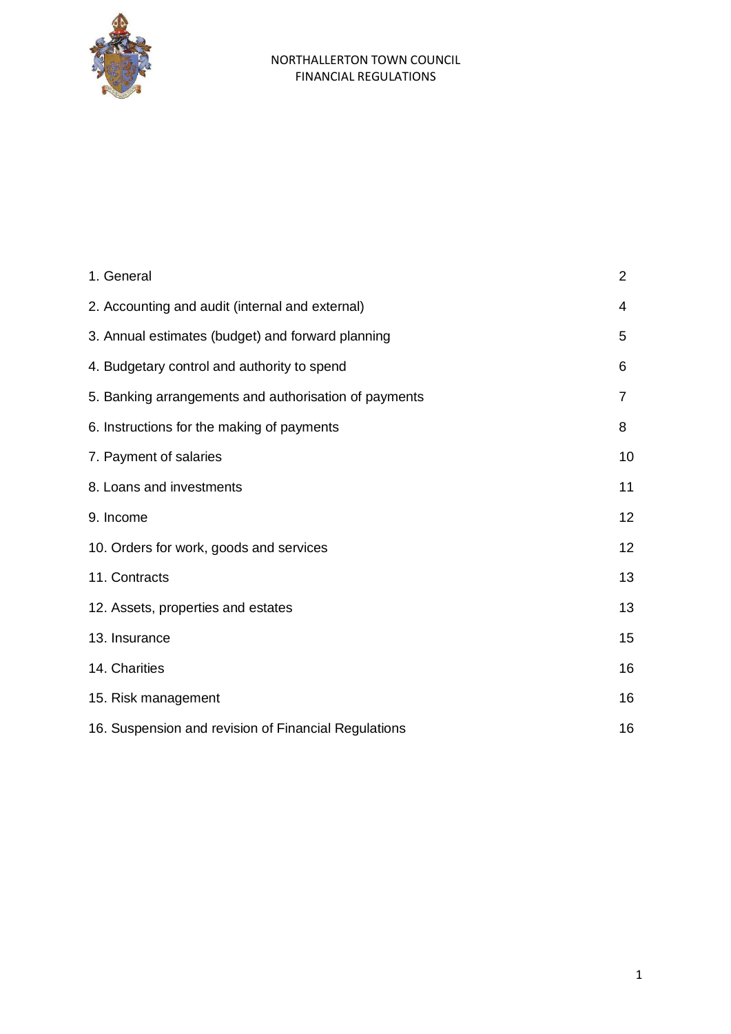# NORTHALLERTON TOWN COUNCIL
## FINANCIAL REGULATIONS

| | |
|---|---|
| 1. General | 2 |
| 2. Accounting and audit (internal and external) | 4 |
| 3. Annual estimates (budget) and forward planning | 5 |
| 4. Budgetary control and authority to spend | 6 |
| 5. Banking arrangements and authorisation of payments | 7 |
| 6. Instructions for the making of payments | 8 |
| 7. Payment of salaries | 10 |
| 8. Loans and investments | 11 |
| 9. Income | 12 |
| 10. Orders for work, goods and services | 12 |
| 11. Contracts | 13 |
| 12. Assets, properties and estates | 13 |
| 13. Insurance | 15 |
| 14. Charities | 16 |
| 15. Risk management | 16 |
| 16. Suspension and revision of Financial Regulations | 16 |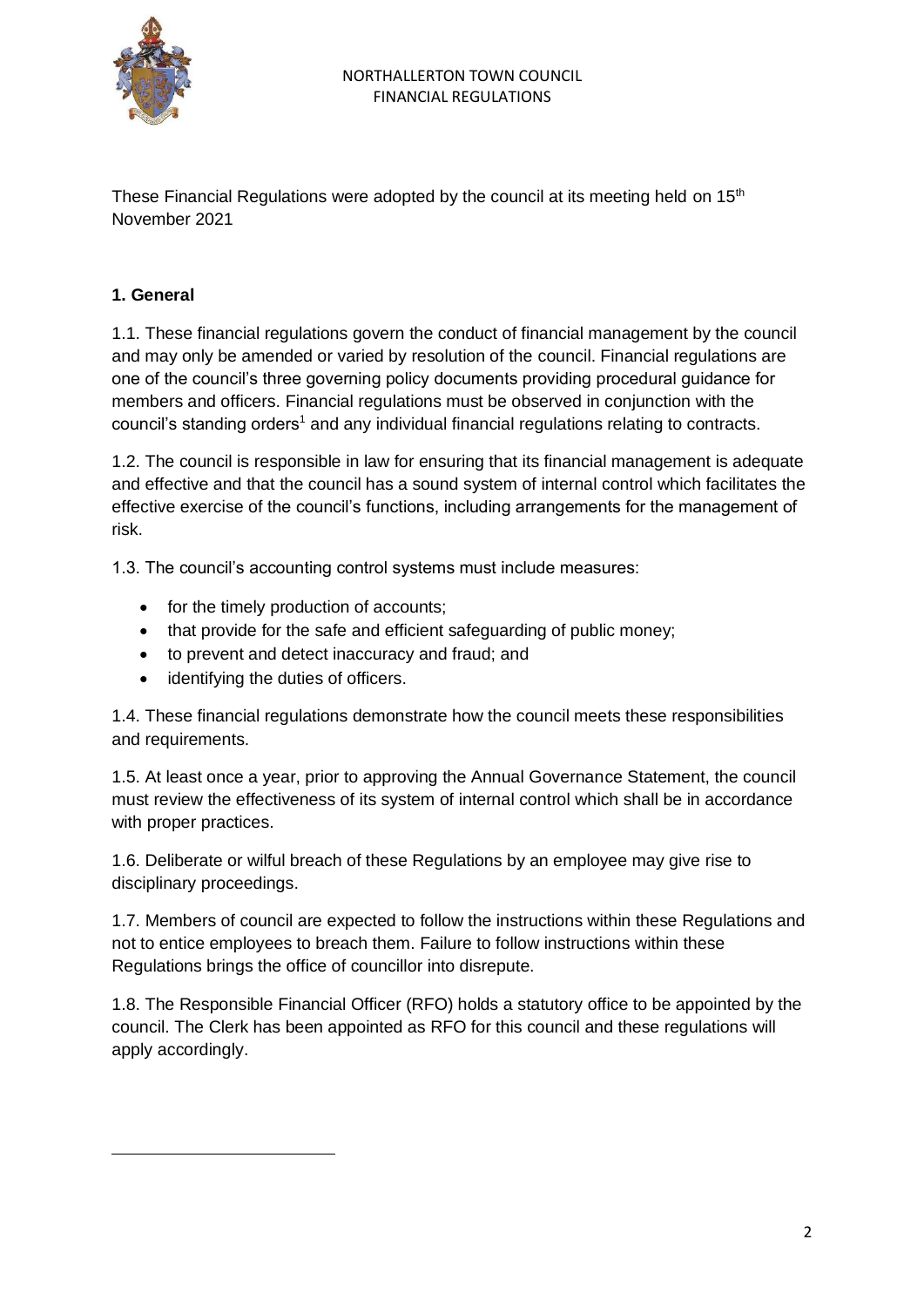These Financial Regulations were adopted by the council at its meeting held on 15th November 2021

**1. General**

1.1. These financial regulations govern the conduct of financial management by the council and may only be amended or varied by resolution of the council. Financial regulations are one of the council's three governing policy documents providing procedural guidance for members and officers. Financial regulations must be observed in conjunction with the council's standing orders[1] and any individual financial regulations relating to contracts.

1.2. The council is responsible in law for ensuring that its financial management is adequate and effective and that the council has a sound system of internal control which facilitates the effective exercise of the council's functions, including arrangements for the management of risk.

1.3. The council's accounting control systems must include measures:

- for the timely production of accounts;
- that provide for the safe and efficient safeguarding of public money;
- to prevent and detect inaccuracy and fraud; and
- identifying the duties of officers.

1.4. These financial regulations demonstrate how the council meets these responsibilities and requirements.

1.5. At least once a year, prior to approving the Annual Governance Statement, the council must review the effectiveness of its system of internal control which shall be in accordance with proper practices.

1.6. Deliberate or wilful breach of these Regulations by an employee may give rise to disciplinary proceedings.

1.7. Members of council are expected to follow the instructions within these Regulations and not to entice employees to breach them. Failure to follow instructions within these Regulations brings the office of councillor into disrepute.

1.8. The Responsible Financial Officer (RFO) holds a statutory office to be appointed by the council. The Clerk has been appointed as RFO for this council and these regulations will apply accordingly.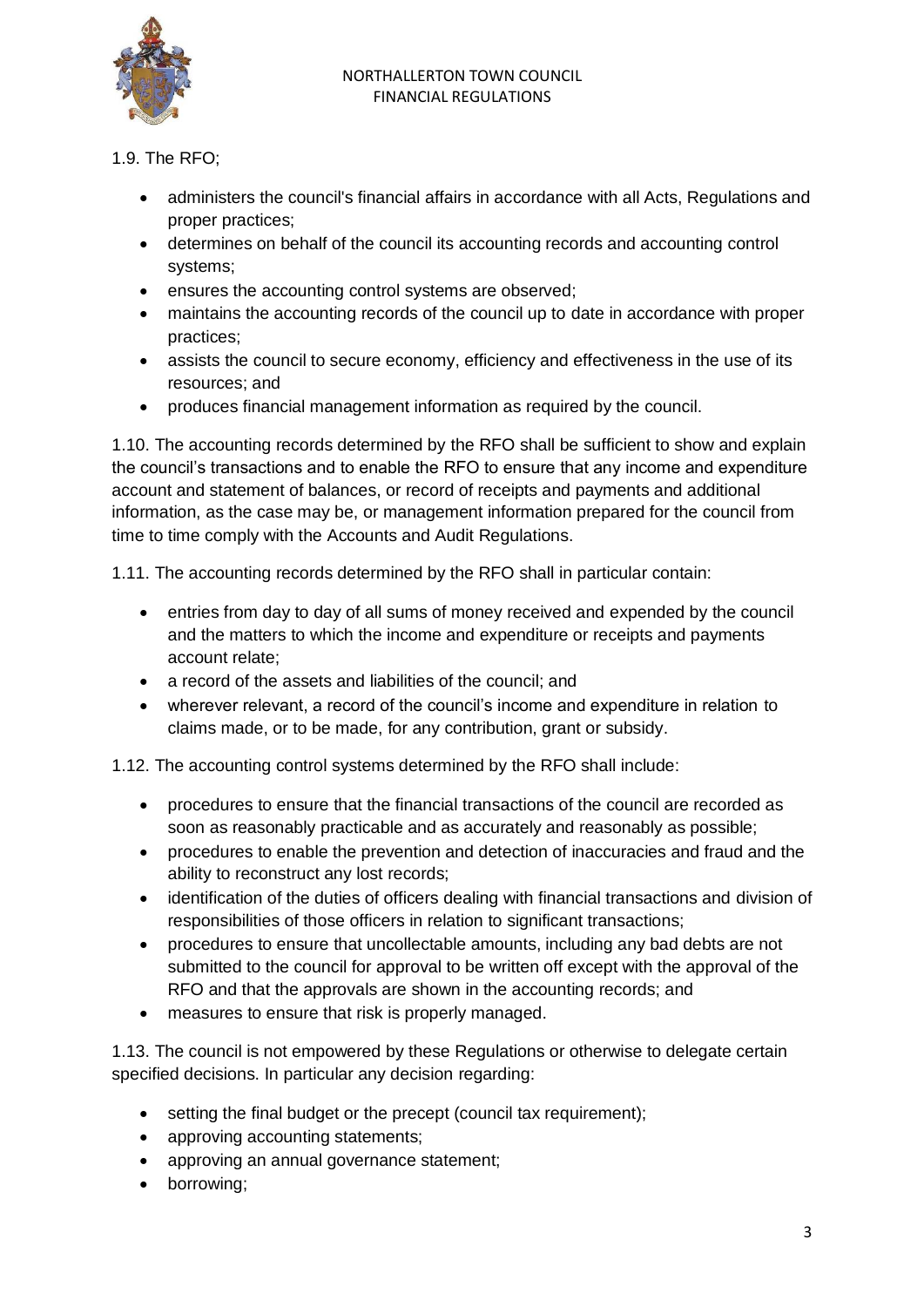1.9. The RFO;

- administers the council's financial affairs in accordance with all Acts, Regulations and proper practices;
- determines on behalf of the council its accounting records and accounting control systems;
- ensures the accounting control systems are observed;
- maintains the accounting records of the council up to date in accordance with proper practices;
- assists the council to secure economy, efficiency and effectiveness in the use of its resources; and
- produces financial management information as required by the council.

1.10. The accounting records determined by the RFO shall be sufficient to show and explain the council's transactions and to enable the RFO to ensure that any income and expenditure account and statement of balances, or record of receipts and payments and additional information, as the case may be, or management information prepared for the council from time to time comply with the Accounts and Audit Regulations.

1.11. The accounting records determined by the RFO shall in particular contain:

- entries from day to day of all sums of money received and expended by the council and the matters to which the income and expenditure or receipts and payments account relate;
- a record of the assets and liabilities of the council; and
- wherever relevant, a record of the council's income and expenditure in relation to claims made, or to be made, for any contribution, grant or subsidy.

1.12. The accounting control systems determined by the RFO shall include:

- procedures to ensure that the financial transactions of the council are recorded as soon as reasonably practicable and as accurately and reasonably as possible;
- procedures to enable the prevention and detection of inaccuracies and fraud and the ability to reconstruct any lost records;
- identification of the duties of officers dealing with financial transactions and division of responsibilities of those officers in relation to significant transactions;
- procedures to ensure that uncollectable amounts, including any bad debts are not submitted to the council for approval to be written off except with the approval of the RFO and that the approvals are shown in the accounting records; and
- measures to ensure that risk is properly managed.

1.13. The council is not empowered by these Regulations or otherwise to delegate certain specified decisions. In particular any decision regarding:

- setting the final budget or the precept (council tax requirement);
- approving accounting statements;
- approving an annual governance statement;
- borrowing;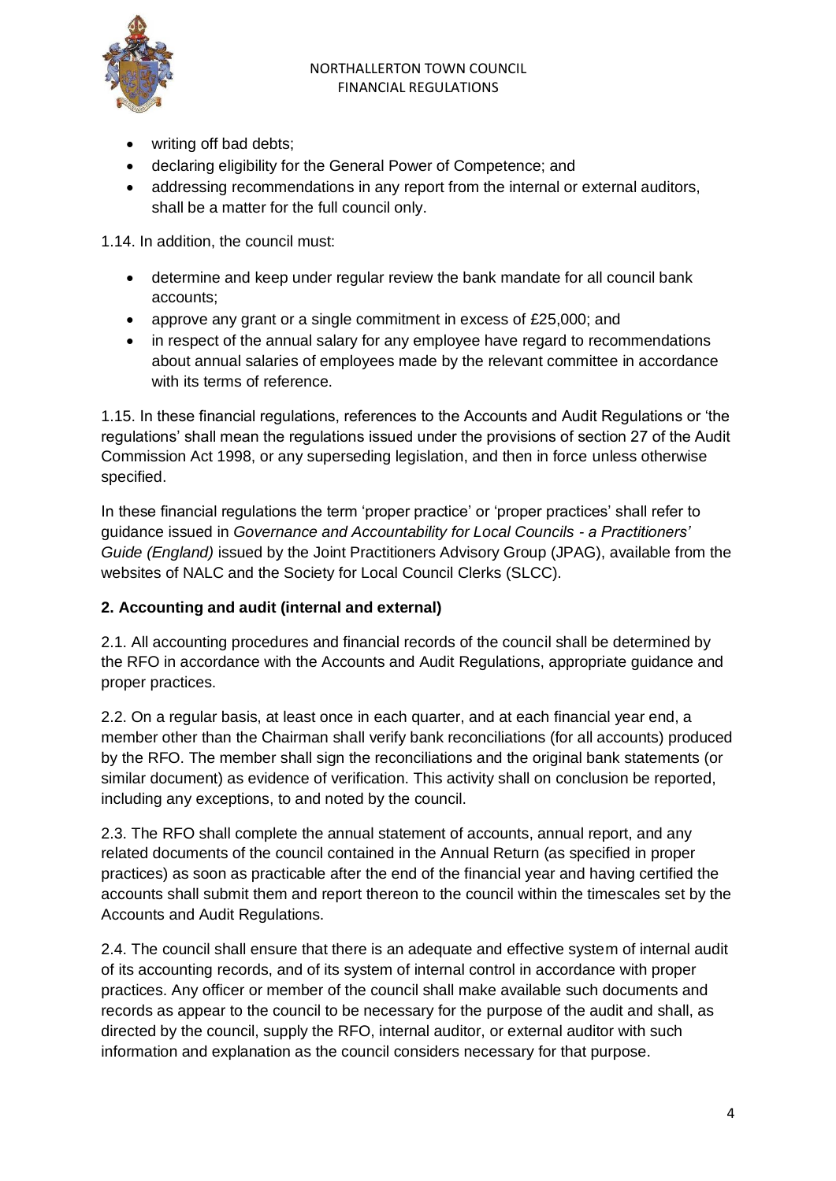- writing off bad debts;
- declaring eligibility for the General Power of Competence; and
- addressing recommendations in any report from the internal or external auditors, shall be a matter for the full council only.

1.14. In addition, the council must:

- determine and keep under regular review the bank mandate for all council bank accounts;
- approve any grant or a single commitment in excess of £25,000; and
- in respect of the annual salary for any employee have regard to recommendations about annual salaries of employees made by the relevant committee in accordance with its terms of reference.

1.15. In these financial regulations, references to the Accounts and Audit Regulations or 'the regulations' shall mean the regulations issued under the provisions of section 27 of the Audit Commission Act 1998, or any superseding legislation, and then in force unless otherwise specified.

In these financial regulations the term 'proper practice' or 'proper practices' shall refer to guidance issued in *Governance and Accountability for Local Councils - a Practitioners' Guide (England)* issued by the Joint Practitioners Advisory Group (JPAG), available from the websites of NALC and the Society for Local Council Clerks (SLCC).

**2. Accounting and audit (internal and external)**

2.1. All accounting procedures and financial records of the council shall be determined by the RFO in accordance with the Accounts and Audit Regulations, appropriate guidance and proper practices.

2.2. On a regular basis, at least once in each quarter, and at each financial year end, a member other than the Chairman shall verify bank reconciliations (for all accounts) produced by the RFO. The member shall sign the reconciliations and the original bank statements (or similar document) as evidence of verification. This activity shall on conclusion be reported, including any exceptions, to and noted by the council.

2.3. The RFO shall complete the annual statement of accounts, annual report, and any related documents of the council contained in the Annual Return (as specified in proper practices) as soon as practicable after the end of the financial year and having certified the accounts shall submit them and report thereon to the council within the timescales set by the Accounts and Audit Regulations.

2.4. The council shall ensure that there is an adequate and effective system of internal audit of its accounting records, and of its system of internal control in accordance with proper practices. Any officer or member of the council shall make available such documents and records as appear to the council to be necessary for the purpose of the audit and shall, as directed by the council, supply the RFO, internal auditor, or external auditor with such information and explanation as the council considers necessary for that purpose.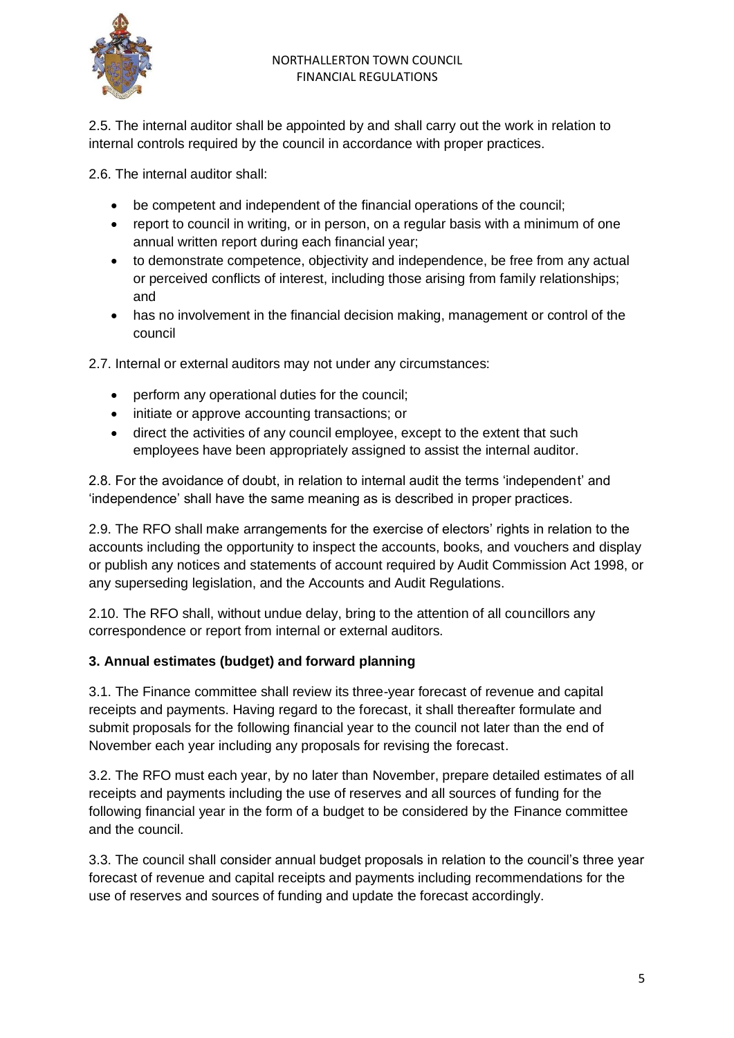2.5. The internal auditor shall be appointed by and shall carry out the work in relation to internal controls required by the council in accordance with proper practices.

2.6. The internal auditor shall:

- be competent and independent of the financial operations of the council;
- report to council in writing, or in person, on a regular basis with a minimum of one annual written report during each financial year;
- to demonstrate competence, objectivity and independence, be free from any actual or perceived conflicts of interest, including those arising from family relationships; and
- has no involvement in the financial decision making, management or control of the council

2.7. Internal or external auditors may not under any circumstances:

- perform any operational duties for the council;
- initiate or approve accounting transactions; or
- direct the activities of any council employee, except to the extent that such employees have been appropriately assigned to assist the internal auditor.

2.8. For the avoidance of doubt, in relation to internal audit the terms 'independent' and 'independence' shall have the same meaning as is described in proper practices.

2.9. The RFO shall make arrangements for the exercise of electors' rights in relation to the accounts including the opportunity to inspect the accounts, books, and vouchers and display or publish any notices and statements of account required by Audit Commission Act 1998, or any superseding legislation, and the Accounts and Audit Regulations.

2.10. The RFO shall, without undue delay, bring to the attention of all councillors any correspondence or report from internal or external auditors.

**3. Annual estimates (budget) and forward planning**

3.1. The Finance committee shall review its three-year forecast of revenue and capital receipts and payments. Having regard to the forecast, it shall thereafter formulate and submit proposals for the following financial year to the council not later than the end of November each year including any proposals for revising the forecast.

3.2. The RFO must each year, by no later than November, prepare detailed estimates of all receipts and payments including the use of reserves and all sources of funding for the following financial year in the form of a budget to be considered by the Finance committee and the council.

3.3. The council shall consider annual budget proposals in relation to the council's three year forecast of revenue and capital receipts and payments including recommendations for the use of reserves and sources of funding and update the forecast accordingly.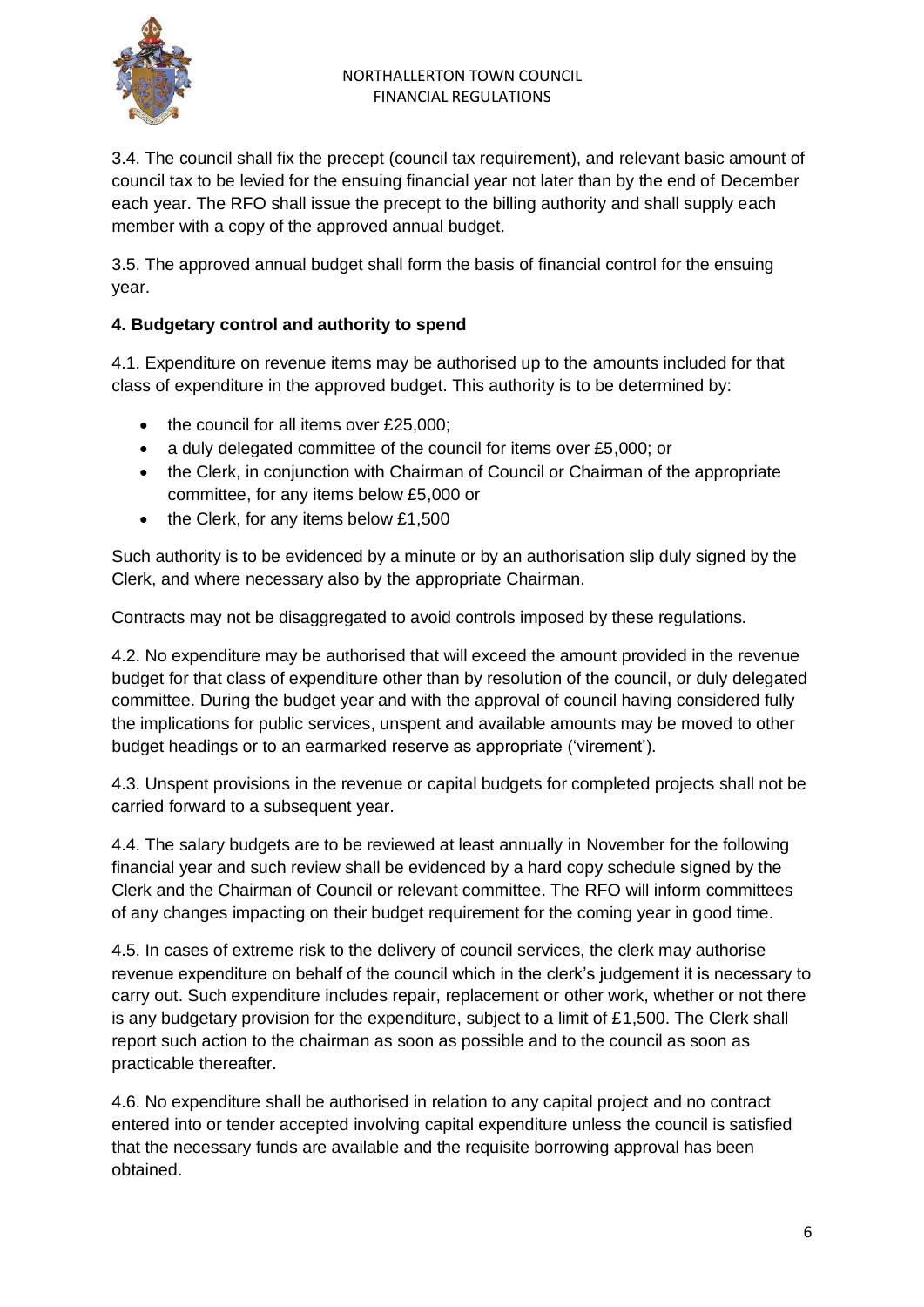3.4. The council shall fix the precept (council tax requirement), and relevant basic amount of council tax to be levied for the ensuing financial year not later than by the end of December each year. The RFO shall issue the precept to the billing authority and shall supply each member with a copy of the approved annual budget.

3.5. The approved annual budget shall form the basis of financial control for the ensuing year.

**4. Budgetary control and authority to spend**

4.1. Expenditure on revenue items may be authorised up to the amounts included for that class of expenditure in the approved budget. This authority is to be determined by:

- the council for all items over £25,000;
- a duly delegated committee of the council for items over £5,000; or
- the Clerk, in conjunction with Chairman of Council or Chairman of the appropriate committee, for any items below £5,000 or
- the Clerk, for any items below £1,500

Such authority is to be evidenced by a minute or by an authorisation slip duly signed by the Clerk, and where necessary also by the appropriate Chairman.

Contracts may not be disaggregated to avoid controls imposed by these regulations.

4.2. No expenditure may be authorised that will exceed the amount provided in the revenue budget for that class of expenditure other than by resolution of the council, or duly delegated committee. During the budget year and with the approval of council having considered fully the implications for public services, unspent and available amounts may be moved to other budget headings or to an earmarked reserve as appropriate ('virement').

4.3. Unspent provisions in the revenue or capital budgets for completed projects shall not be carried forward to a subsequent year.

4.4. The salary budgets are to be reviewed at least annually in November for the following financial year and such review shall be evidenced by a hard copy schedule signed by the Clerk and the Chairman of Council or relevant committee. The RFO will inform committees of any changes impacting on their budget requirement for the coming year in good time.

4.5. In cases of extreme risk to the delivery of council services, the clerk may authorise revenue expenditure on behalf of the council which in the clerk's judgement it is necessary to carry out. Such expenditure includes repair, replacement or other work, whether or not there is any budgetary provision for the expenditure, subject to a limit of £1,500. The Clerk shall report such action to the chairman as soon as possible and to the council as soon as practicable thereafter.

4.6. No expenditure shall be authorised in relation to any capital project and no contract entered into or tender accepted involving capital expenditure unless the council is satisfied that the necessary funds are available and the requisite borrowing approval has been obtained.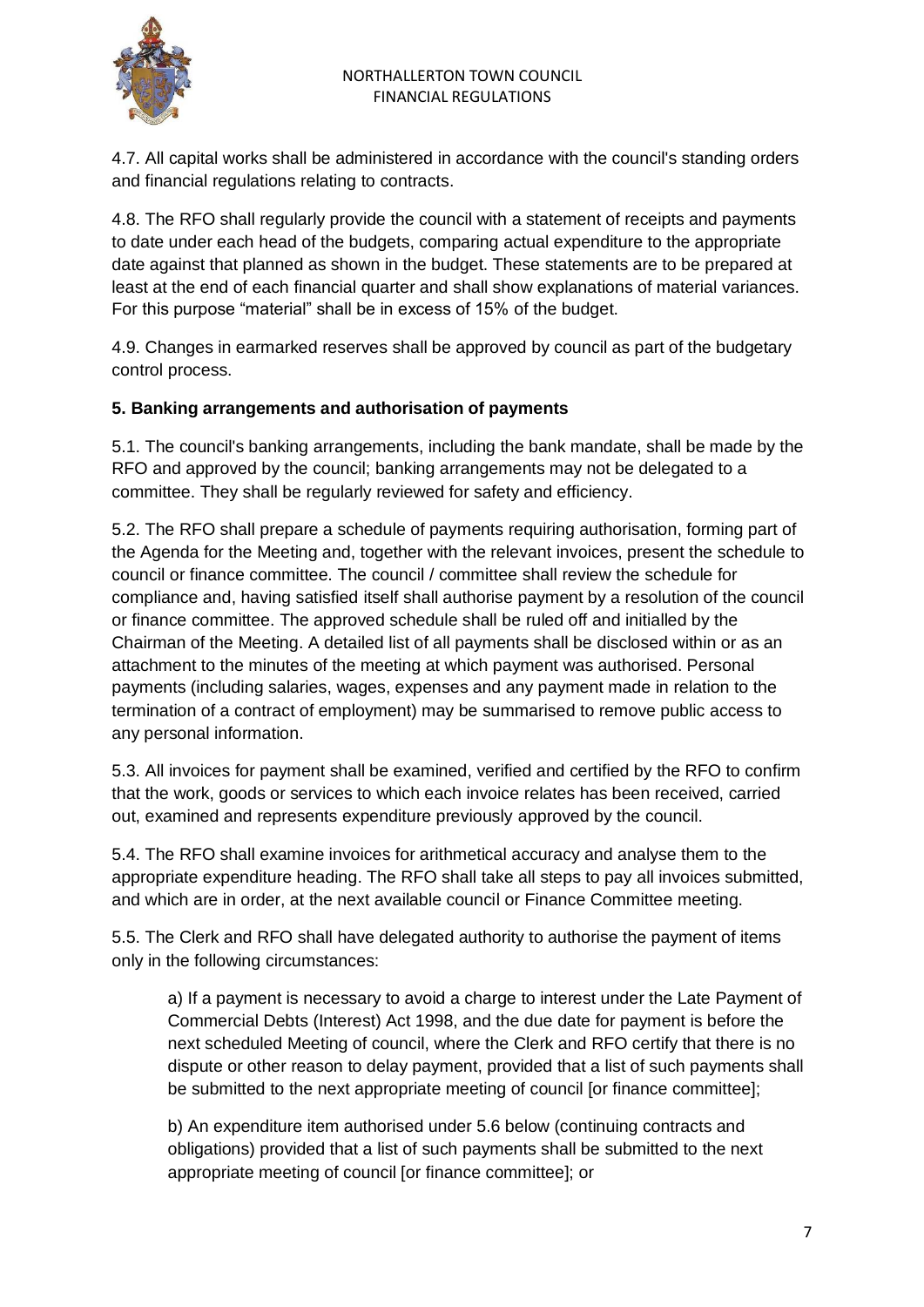4.7. All capital works shall be administered in accordance with the council's standing orders and financial regulations relating to contracts.

4.8. The RFO shall regularly provide the council with a statement of receipts and payments to date under each head of the budgets, comparing actual expenditure to the appropriate date against that planned as shown in the budget. These statements are to be prepared at least at the end of each financial quarter and shall show explanations of material variances. For this purpose "material" shall be in excess of 15% of the budget.

4.9. Changes in earmarked reserves shall be approved by council as part of the budgetary control process.

**5. Banking arrangements and authorisation of payments**

5.1. The council's banking arrangements, including the bank mandate, shall be made by the RFO and approved by the council; banking arrangements may not be delegated to a committee. They shall be regularly reviewed for safety and efficiency.

5.2. The RFO shall prepare a schedule of payments requiring authorisation, forming part of the Agenda for the Meeting and, together with the relevant invoices, present the schedule to council or finance committee. The council / committee shall review the schedule for compliance and, having satisfied itself shall authorise payment by a resolution of the council or finance committee. The approved schedule shall be ruled off and initialled by the Chairman of the Meeting. A detailed list of all payments shall be disclosed within or as an attachment to the minutes of the meeting at which payment was authorised. Personal payments (including salaries, wages, expenses and any payment made in relation to the termination of a contract of employment) may be summarised to remove public access to any personal information.

5.3. All invoices for payment shall be examined, verified and certified by the RFO to confirm that the work, goods or services to which each invoice relates has been received, carried out, examined and represents expenditure previously approved by the council.

5.4. The RFO shall examine invoices for arithmetical accuracy and analyse them to the appropriate expenditure heading. The RFO shall take all steps to pay all invoices submitted, and which are in order, at the next available council or Finance Committee meeting.

5.5. The Clerk and RFO shall have delegated authority to authorise the payment of items only in the following circumstances:

a) If a payment is necessary to avoid a charge to interest under the Late Payment of Commercial Debts (Interest) Act 1998, and the due date for payment is before the next scheduled Meeting of council, where the Clerk and RFO certify that there is no dispute or other reason to delay payment, provided that a list of such payments shall be submitted to the next appropriate meeting of council [or finance committee];

b) An expenditure item authorised under 5.6 below (continuing contracts and obligations) provided that a list of such payments shall be submitted to the next appropriate meeting of council [or finance committee]; or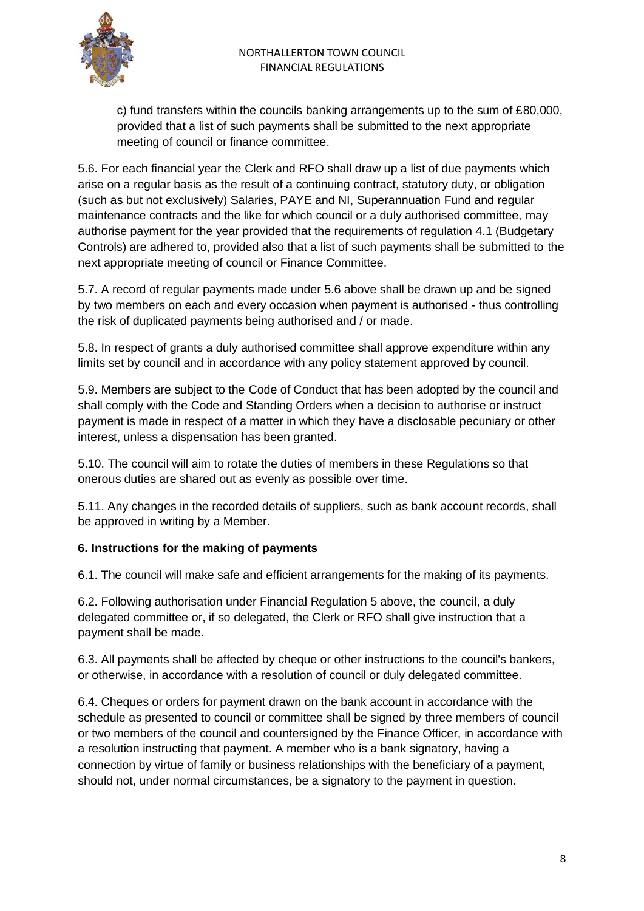c) fund transfers within the councils banking arrangements up to the sum of £80,000, provided that a list of such payments shall be submitted to the next appropriate meeting of council or finance committee.

5.6. For each financial year the Clerk and RFO shall draw up a list of due payments which arise on a regular basis as the result of a continuing contract, statutory duty, or obligation (such as but not exclusively) Salaries, PAYE and NI, Superannuation Fund and regular maintenance contracts and the like for which council or a duly authorised committee, may authorise payment for the year provided that the requirements of regulation 4.1 (Budgetary Controls) are adhered to, provided also that a list of such payments shall be submitted to the next appropriate meeting of council or Finance Committee.

5.7. A record of regular payments made under 5.6 above shall be drawn up and be signed by two members on each and every occasion when payment is authorised - thus controlling the risk of duplicated payments being authorised and / or made.

5.8. In respect of grants a duly authorised committee shall approve expenditure within any limits set by council and in accordance with any policy statement approved by council.

5.9. Members are subject to the Code of Conduct that has been adopted by the council and shall comply with the Code and Standing Orders when a decision to authorise or instruct payment is made in respect of a matter in which they have a disclosable pecuniary or other interest, unless a dispensation has been granted.

5.10. The council will aim to rotate the duties of members in these Regulations so that onerous duties are shared out as evenly as possible over time.

5.11. Any changes in the recorded details of suppliers, such as bank account records, shall be approved in writing by a Member.

## 6. Instructions for the making of payments

6.1. The council will make safe and efficient arrangements for the making of its payments.

6.2. Following authorisation under Financial Regulation 5 above, the council, a duly delegated committee or, if so delegated, the Clerk or RFO shall give instruction that a payment shall be made.

6.3. All payments shall be affected by cheque or other instructions to the council's bankers, or otherwise, in accordance with a resolution of council or duly delegated committee.

6.4. Cheques or orders for payment drawn on the bank account in accordance with the schedule as presented to council or committee shall be signed by three members of council or two members of the council and countersigned by the Finance Officer, in accordance with a resolution instructing that payment. A member who is a bank signatory, having a connection by virtue of family or business relationships with the beneficiary of a payment, should not, under normal circumstances, be a signatory to the payment in question.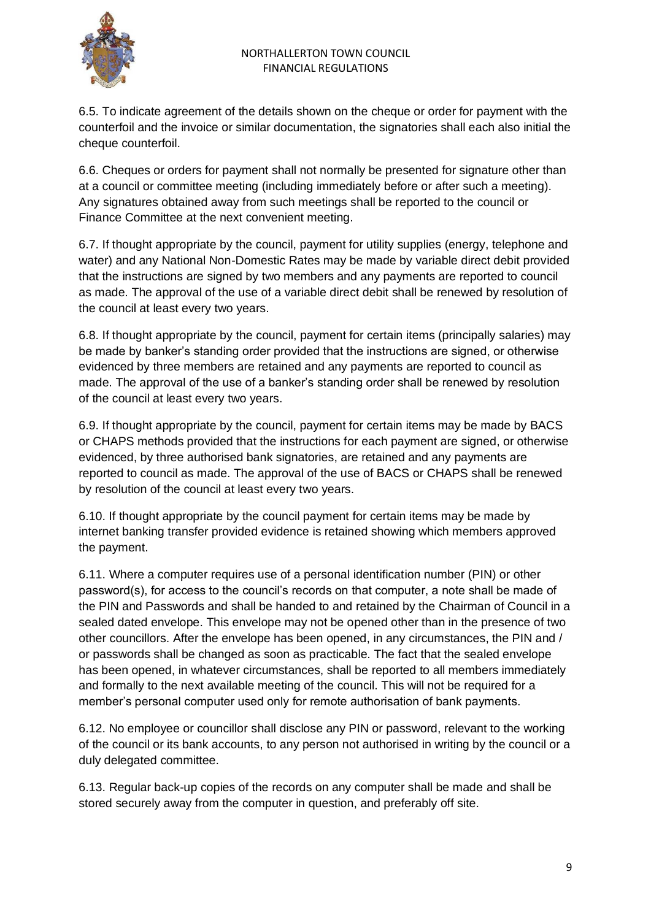6.5. To indicate agreement of the details shown on the cheque or order for payment with the counterfoil and the invoice or similar documentation, the signatories shall each also initial the cheque counterfoil.

6.6. Cheques or orders for payment shall not normally be presented for signature other than at a council or committee meeting (including immediately before or after such a meeting). Any signatures obtained away from such meetings shall be reported to the council or Finance Committee at the next convenient meeting.

6.7. If thought appropriate by the council, payment for utility supplies (energy, telephone and water) and any National Non-Domestic Rates may be made by variable direct debit provided that the instructions are signed by two members and any payments are reported to council as made. The approval of the use of a variable direct debit shall be renewed by resolution of the council at least every two years.

6.8. If thought appropriate by the council, payment for certain items (principally salaries) may be made by banker's standing order provided that the instructions are signed, or otherwise evidenced by three members are retained and any payments are reported to council as made. The approval of the use of a banker's standing order shall be renewed by resolution of the council at least every two years.

6.9. If thought appropriate by the council, payment for certain items may be made by BACS or CHAPS methods provided that the instructions for each payment are signed, or otherwise evidenced, by three authorised bank signatories, are retained and any payments are reported to council as made. The approval of the use of BACS or CHAPS shall be renewed by resolution of the council at least every two years.

6.10. If thought appropriate by the council payment for certain items may be made by internet banking transfer provided evidence is retained showing which members approved the payment.

6.11. Where a computer requires use of a personal identification number (PIN) or other password(s), for access to the council's records on that computer, a note shall be made of the PIN and Passwords and shall be handed to and retained by the Chairman of Council in a sealed dated envelope. This envelope may not be opened other than in the presence of two other councillors. After the envelope has been opened, in any circumstances, the PIN and / or passwords shall be changed as soon as practicable. The fact that the sealed envelope has been opened, in whatever circumstances, shall be reported to all members immediately and formally to the next available meeting of the council. This will not be required for a member's personal computer used only for remote authorisation of bank payments.

6.12. No employee or councillor shall disclose any PIN or password, relevant to the working of the council or its bank accounts, to any person not authorised in writing by the council or a duly delegated committee.

6.13. Regular back-up copies of the records on any computer shall be made and shall be stored securely away from the computer in question, and preferably off site.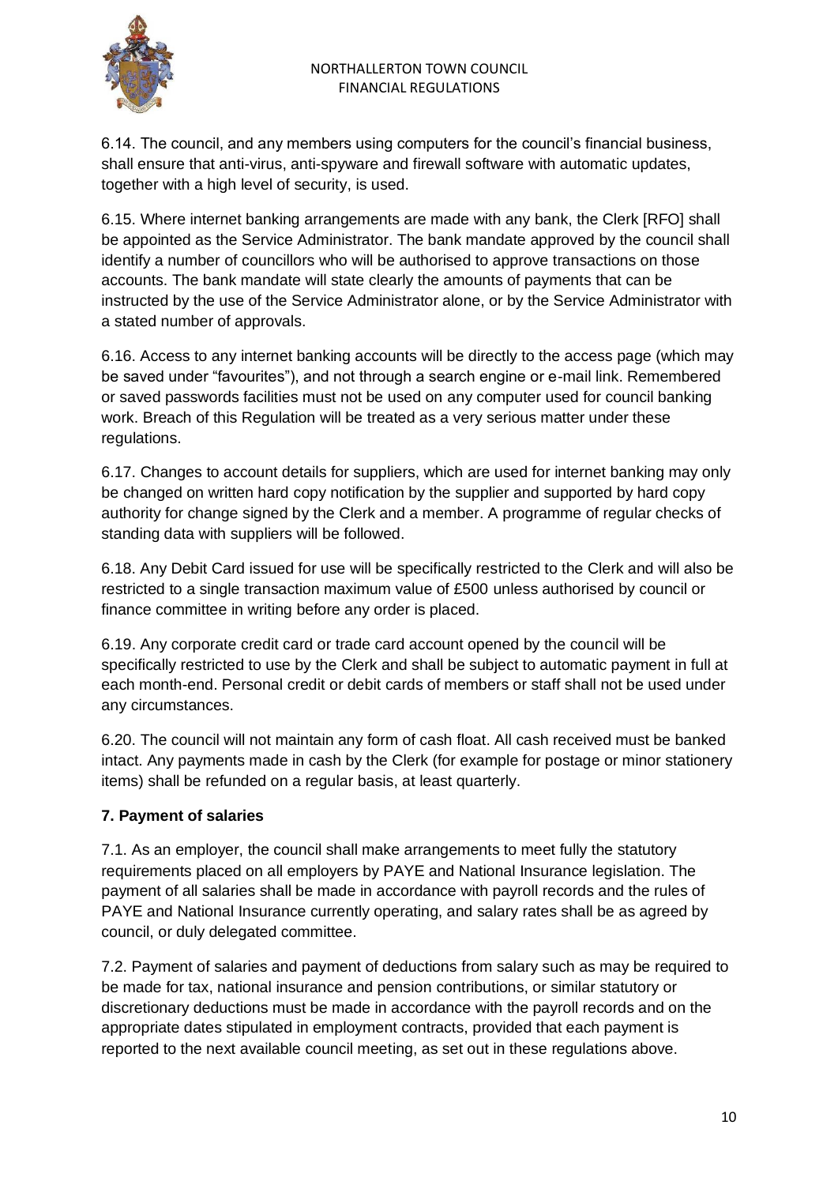6.14. The council, and any members using computers for the council's financial business, shall ensure that anti-virus, anti-spyware and firewall software with automatic updates, together with a high level of security, is used.

6.15. Where internet banking arrangements are made with any bank, the Clerk [RFO] shall be appointed as the Service Administrator. The bank mandate approved by the council shall identify a number of councillors who will be authorised to approve transactions on those accounts. The bank mandate will state clearly the amounts of payments that can be instructed by the use of the Service Administrator alone, or by the Service Administrator with a stated number of approvals.

6.16. Access to any internet banking accounts will be directly to the access page (which may be saved under "favourites"), and not through a search engine or e-mail link. Remembered or saved passwords facilities must not be used on any computer used for council banking work. Breach of this Regulation will be treated as a very serious matter under these regulations.

6.17. Changes to account details for suppliers, which are used for internet banking may only be changed on written hard copy notification by the supplier and supported by hard copy authority for change signed by the Clerk and a member. A programme of regular checks of standing data with suppliers will be followed.

6.18. Any Debit Card issued for use will be specifically restricted to the Clerk and will also be restricted to a single transaction maximum value of £500 unless authorised by council or finance committee in writing before any order is placed.

6.19. Any corporate credit card or trade card account opened by the council will be specifically restricted to use by the Clerk and shall be subject to automatic payment in full at each month-end. Personal credit or debit cards of members or staff shall not be used under any circumstances.

6.20. The council will not maintain any form of cash float. All cash received must be banked intact. Any payments made in cash by the Clerk (for example for postage or minor stationery items) shall be refunded on a regular basis, at least quarterly.

## 7. Payment of salaries

7.1. As an employer, the council shall make arrangements to meet fully the statutory requirements placed on all employers by PAYE and National Insurance legislation. The payment of all salaries shall be made in accordance with payroll records and the rules of PAYE and National Insurance currently operating, and salary rates shall be as agreed by council, or duly delegated committee.

7.2. Payment of salaries and payment of deductions from salary such as may be required to be made for tax, national insurance and pension contributions, or similar statutory or discretionary deductions must be made in accordance with the payroll records and on the appropriate dates stipulated in employment contracts, provided that each payment is reported to the next available council meeting, as set out in these regulations above.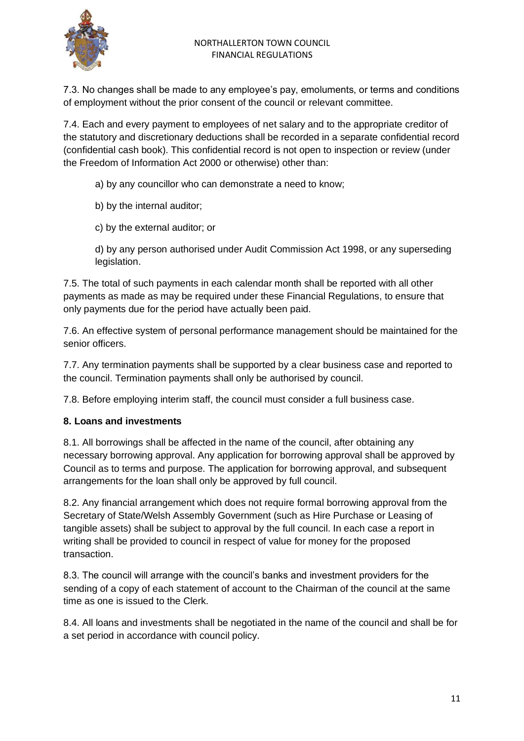7.3. No changes shall be made to any employee's pay, emoluments, or terms and conditions of employment without the prior consent of the council or relevant committee.

7.4. Each and every payment to employees of net salary and to the appropriate creditor of the statutory and discretionary deductions shall be recorded in a separate confidential record (confidential cash book). This confidential record is not open to inspection or review (under the Freedom of Information Act 2000 or otherwise) other than:

a) by any councillor who can demonstrate a need to know;

b) by the internal auditor;

c) by the external auditor; or

d) by any person authorised under Audit Commission Act 1998, or any superseding legislation.

7.5. The total of such payments in each calendar month shall be reported with all other payments as made as may be required under these Financial Regulations, to ensure that only payments due for the period have actually been paid.

7.6. An effective system of personal performance management should be maintained for the senior officers.

7.7. Any termination payments shall be supported by a clear business case and reported to the council. Termination payments shall only be authorised by council.

7.8. Before employing interim staff, the council must consider a full business case.

**8. Loans and investments**

8.1. All borrowings shall be affected in the name of the council, after obtaining any necessary borrowing approval. Any application for borrowing approval shall be approved by Council as to terms and purpose. The application for borrowing approval, and subsequent arrangements for the loan shall only be approved by full council.

8.2. Any financial arrangement which does not require formal borrowing approval from the Secretary of State/Welsh Assembly Government (such as Hire Purchase or Leasing of tangible assets) shall be subject to approval by the full council. In each case a report in writing shall be provided to council in respect of value for money for the proposed transaction.

8.3. The council will arrange with the council's banks and investment providers for the sending of a copy of each statement of account to the Chairman of the council at the same time as one is issued to the Clerk.

8.4. All loans and investments shall be negotiated in the name of the council and shall be for a set period in accordance with council policy.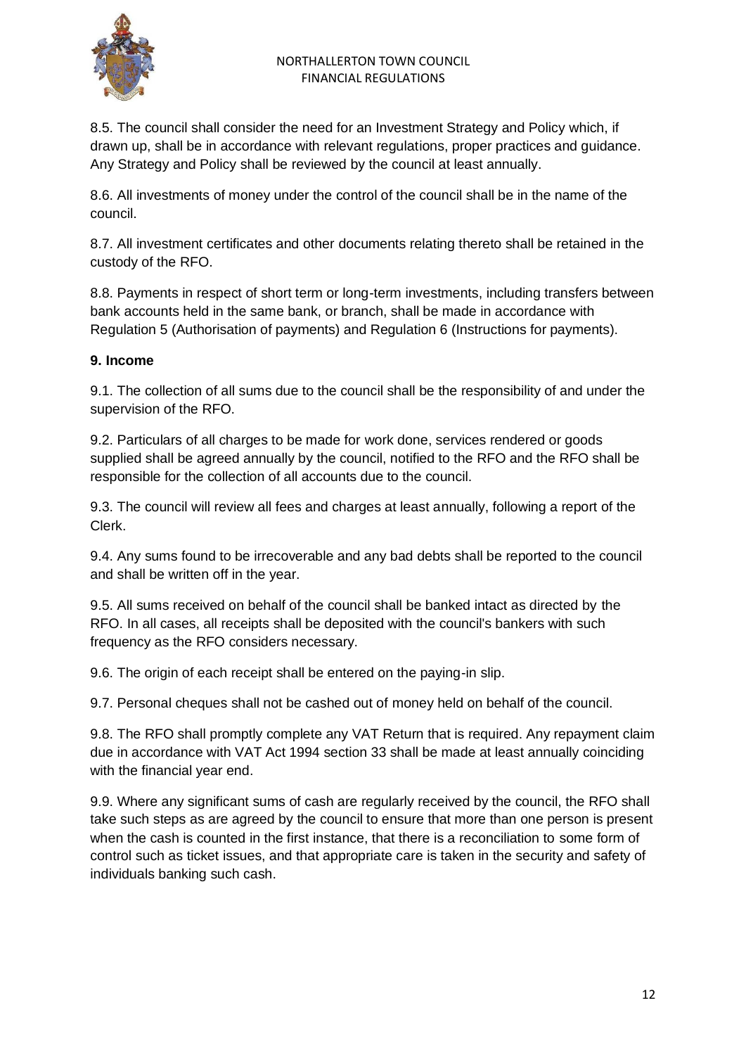8.5. The council shall consider the need for an Investment Strategy and Policy which, if drawn up, shall be in accordance with relevant regulations, proper practices and guidance. Any Strategy and Policy shall be reviewed by the council at least annually.

8.6. All investments of money under the control of the council shall be in the name of the council.

8.7. All investment certificates and other documents relating thereto shall be retained in the custody of the RFO.

8.8. Payments in respect of short term or long-term investments, including transfers between bank accounts held in the same bank, or branch, shall be made in accordance with Regulation 5 (Authorisation of payments) and Regulation 6 (Instructions for payments).

### 9. Income

9.1. The collection of all sums due to the council shall be the responsibility of and under the supervision of the RFO.

9.2. Particulars of all charges to be made for work done, services rendered or goods supplied shall be agreed annually by the council, notified to the RFO and the RFO shall be responsible for the collection of all accounts due to the council.

9.3. The council will review all fees and charges at least annually, following a report of the Clerk.

9.4. Any sums found to be irrecoverable and any bad debts shall be reported to the council and shall be written off in the year.

9.5. All sums received on behalf of the council shall be banked intact as directed by the RFO. In all cases, all receipts shall be deposited with the council's bankers with such frequency as the RFO considers necessary.

9.6. The origin of each receipt shall be entered on the paying-in slip.

9.7. Personal cheques shall not be cashed out of money held on behalf of the council.

9.8. The RFO shall promptly complete any VAT Return that is required. Any repayment claim due in accordance with VAT Act 1994 section 33 shall be made at least annually coinciding with the financial year end.

9.9. Where any significant sums of cash are regularly received by the council, the RFO shall take such steps as are agreed by the council to ensure that more than one person is present when the cash is counted in the first instance, that there is a reconciliation to some form of control such as ticket issues, and that appropriate care is taken in the security and safety of individuals banking such cash.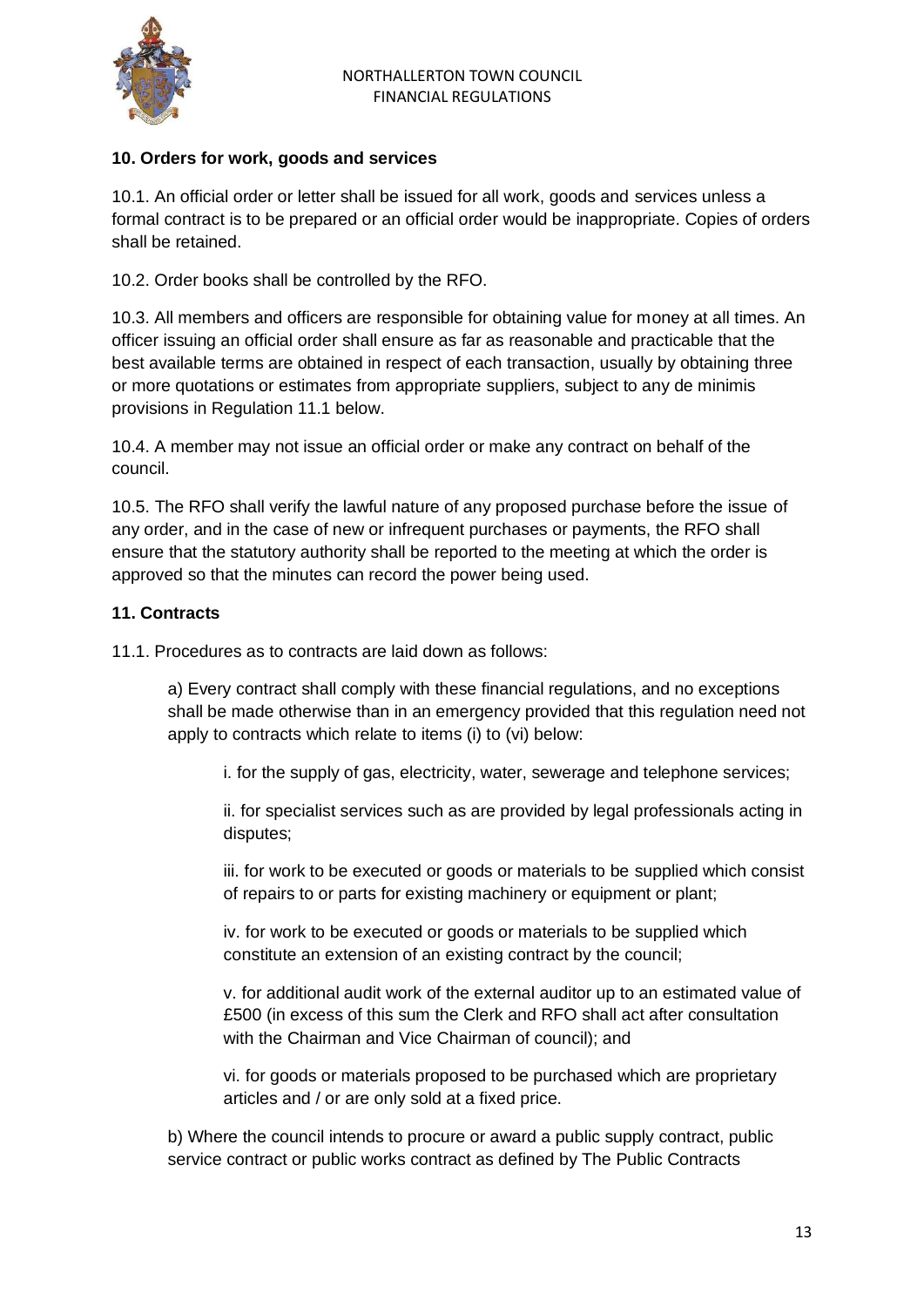## 10. Orders for work, goods and services

10.1. An official order or letter shall be issued for all work, goods and services unless a formal contract is to be prepared or an official order would be inappropriate. Copies of orders shall be retained.

10.2. Order books shall be controlled by the RFO.

10.3. All members and officers are responsible for obtaining value for money at all times. An officer issuing an official order shall ensure as far as reasonable and practicable that the best available terms are obtained in respect of each transaction, usually by obtaining three or more quotations or estimates from appropriate suppliers, subject to any de minimis provisions in Regulation 11.1 below.

10.4. A member may not issue an official order or make any contract on behalf of the council.

10.5. The RFO shall verify the lawful nature of any proposed purchase before the issue of any order, and in the case of new or infrequent purchases or payments, the RFO shall ensure that the statutory authority shall be reported to the meeting at which the order is approved so that the minutes can record the power being used.

## 11. Contracts

11.1. Procedures as to contracts are laid down as follows:

a) Every contract shall comply with these financial regulations, and no exceptions shall be made otherwise than in an emergency provided that this regulation need not apply to contracts which relate to items (i) to (vi) below:

i. for the supply of gas, electricity, water, sewerage and telephone services;

ii. for specialist services such as are provided by legal professionals acting in disputes;

iii. for work to be executed or goods or materials to be supplied which consist of repairs to or parts for existing machinery or equipment or plant;

iv. for work to be executed or goods or materials to be supplied which constitute an extension of an existing contract by the council;

v. for additional audit work of the external auditor up to an estimated value of £500 (in excess of this sum the Clerk and RFO shall act after consultation with the Chairman and Vice Chairman of council); and

vi. for goods or materials proposed to be purchased which are proprietary articles and / or are only sold at a fixed price.

b) Where the council intends to procure or award a public supply contract, public service contract or public works contract as defined by The Public Contracts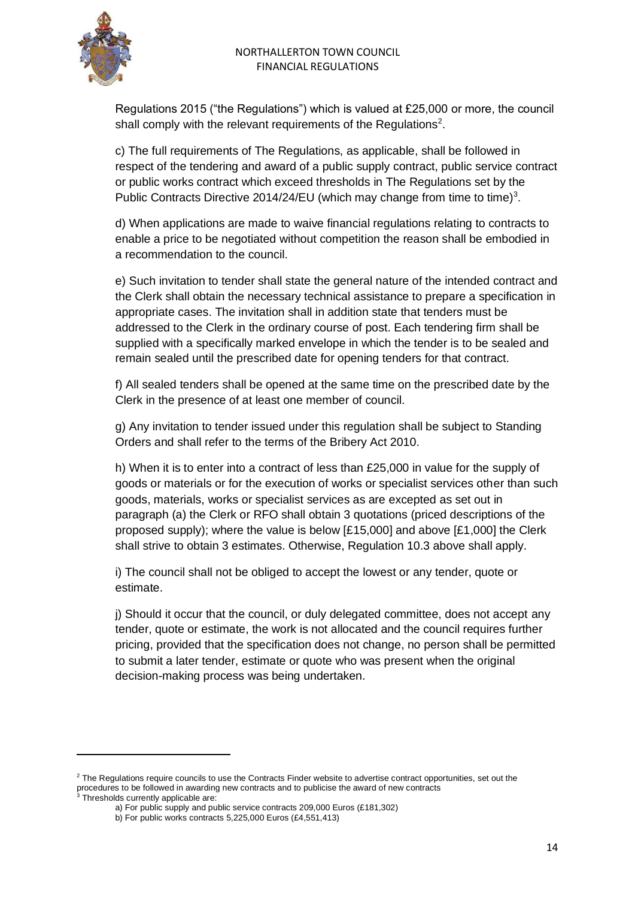Regulations 2015 ("the Regulations") which is valued at £25,000 or more, the council shall comply with the relevant requirements of the Regulations[2].

c) The full requirements of The Regulations, as applicable, shall be followed in respect of the tendering and award of a public supply contract, public service contract or public works contract which exceed thresholds in The Regulations set by the Public Contracts Directive 2014/24/EU (which may change from time to time)[3].

d) When applications are made to waive financial regulations relating to contracts to enable a price to be negotiated without competition the reason shall be embodied in a recommendation to the council.

e) Such invitation to tender shall state the general nature of the intended contract and the Clerk shall obtain the necessary technical assistance to prepare a specification in appropriate cases. The invitation shall in addition state that tenders must be addressed to the Clerk in the ordinary course of post. Each tendering firm shall be supplied with a specifically marked envelope in which the tender is to be sealed and remain sealed until the prescribed date for opening tenders for that contract.

f) All sealed tenders shall be opened at the same time on the prescribed date by the Clerk in the presence of at least one member of council.

g) Any invitation to tender issued under this regulation shall be subject to Standing Orders and shall refer to the terms of the Bribery Act 2010.

h) When it is to enter into a contract of less than £25,000 in value for the supply of goods or materials or for the execution of works or specialist services other than such goods, materials, works or specialist services as are excepted as set out in paragraph (a) the Clerk or RFO shall obtain 3 quotations (priced descriptions of the proposed supply); where the value is below [£15,000] and above [£1,000] the Clerk shall strive to obtain 3 estimates. Otherwise, Regulation 10.3 above shall apply.

i) The council shall not be obliged to accept the lowest or any tender, quote or estimate.

j) Should it occur that the council, or duly delegated committee, does not accept any tender, quote or estimate, the work is not allocated and the council requires further pricing, provided that the specification does not change, no person shall be permitted to submit a later tender, estimate or quote who was present when the original decision-making process was being undertaken.

---

[2] The Regulations require councils to use the Contracts Finder website to advertise contract opportunities, set out the procedures to be followed in awarding new contracts and to publicise the award of new contracts

[3] Thresholds currently applicable are:

a) For public supply and public service contracts 209,000 Euros (£181,302)

b) For public works contracts 5,225,000 Euros (£4,551,413)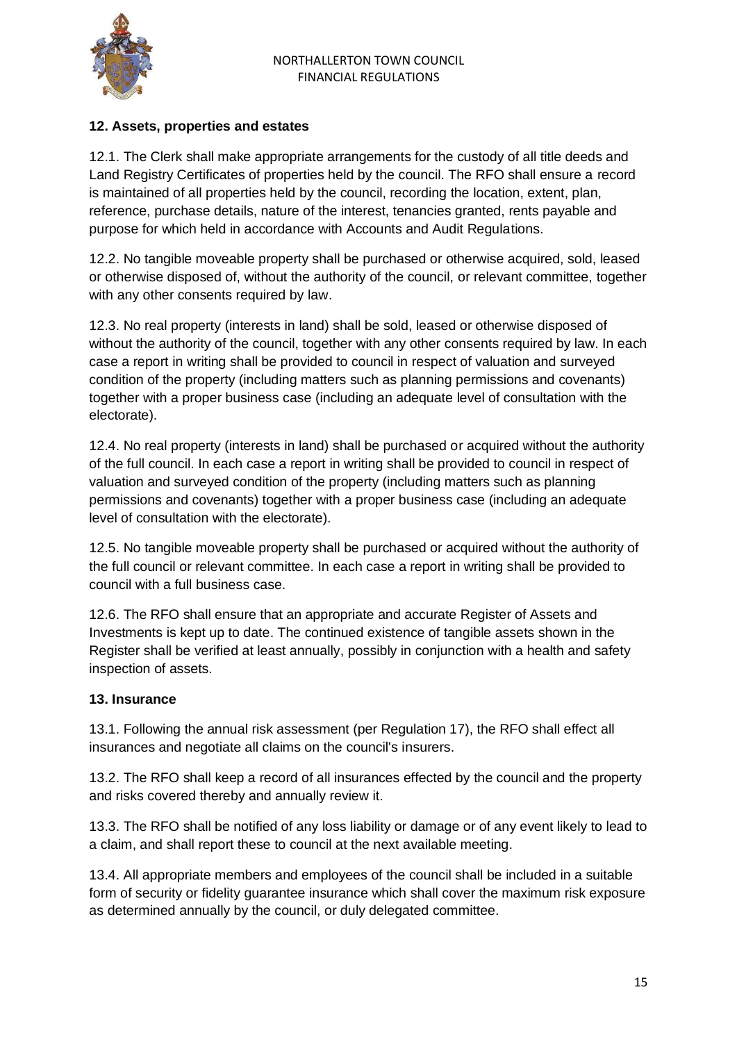## 12. Assets, properties and estates

12.1. The Clerk shall make appropriate arrangements for the custody of all title deeds and Land Registry Certificates of properties held by the council. The RFO shall ensure a record is maintained of all properties held by the council, recording the location, extent, plan, reference, purchase details, nature of the interest, tenancies granted, rents payable and purpose for which held in accordance with Accounts and Audit Regulations.

12.2. No tangible moveable property shall be purchased or otherwise acquired, sold, leased or otherwise disposed of, without the authority of the council, or relevant committee, together with any other consents required by law.

12.3. No real property (interests in land) shall be sold, leased or otherwise disposed of without the authority of the council, together with any other consents required by law. In each case a report in writing shall be provided to council in respect of valuation and surveyed condition of the property (including matters such as planning permissions and covenants) together with a proper business case (including an adequate level of consultation with the electorate).

12.4. No real property (interests in land) shall be purchased or acquired without the authority of the full council. In each case a report in writing shall be provided to council in respect of valuation and surveyed condition of the property (including matters such as planning permissions and covenants) together with a proper business case (including an adequate level of consultation with the electorate).

12.5. No tangible moveable property shall be purchased or acquired without the authority of the full council or relevant committee. In each case a report in writing shall be provided to council with a full business case.

12.6. The RFO shall ensure that an appropriate and accurate Register of Assets and Investments is kept up to date. The continued existence of tangible assets shown in the Register shall be verified at least annually, possibly in conjunction with a health and safety inspection of assets.

## 13. Insurance

13.1. Following the annual risk assessment (per Regulation 17), the RFO shall effect all insurances and negotiate all claims on the council's insurers.

13.2. The RFO shall keep a record of all insurances effected by the council and the property and risks covered thereby and annually review it.

13.3. The RFO shall be notified of any loss liability or damage or of any event likely to lead to a claim, and shall report these to council at the next available meeting.

13.4. All appropriate members and employees of the council shall be included in a suitable form of security or fidelity guarantee insurance which shall cover the maximum risk exposure as determined annually by the council, or duly delegated committee.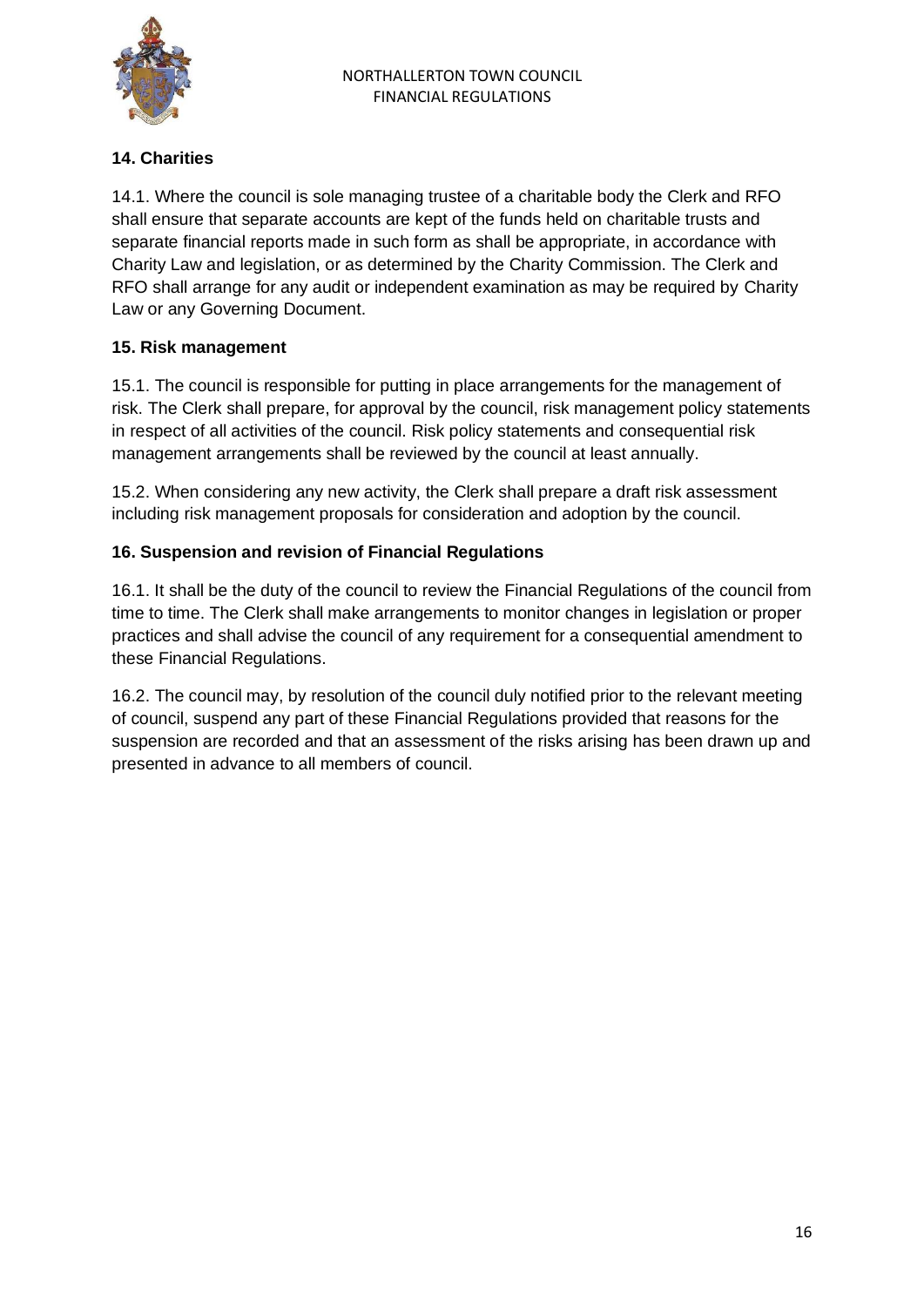## 14. Charities

14.1. Where the council is sole managing trustee of a charitable body the Clerk and RFO shall ensure that separate accounts are kept of the funds held on charitable trusts and separate financial reports made in such form as shall be appropriate, in accordance with Charity Law and legislation, or as determined by the Charity Commission. The Clerk and RFO shall arrange for any audit or independent examination as may be required by Charity Law or any Governing Document.

## 15. Risk management

15.1. The council is responsible for putting in place arrangements for the management of risk. The Clerk shall prepare, for approval by the council, risk management policy statements in respect of all activities of the council. Risk policy statements and consequential risk management arrangements shall be reviewed by the council at least annually.

15.2. When considering any new activity, the Clerk shall prepare a draft risk assessment including risk management proposals for consideration and adoption by the council.

## 16. Suspension and revision of Financial Regulations

16.1. It shall be the duty of the council to review the Financial Regulations of the council from time to time. The Clerk shall make arrangements to monitor changes in legislation or proper practices and shall advise the council of any requirement for a consequential amendment to these Financial Regulations.

16.2. The council may, by resolution of the council duly notified prior to the relevant meeting of council, suspend any part of these Financial Regulations provided that reasons for the suspension are recorded and that an assessment of the risks arising has been drawn up and presented in advance to all members of council.